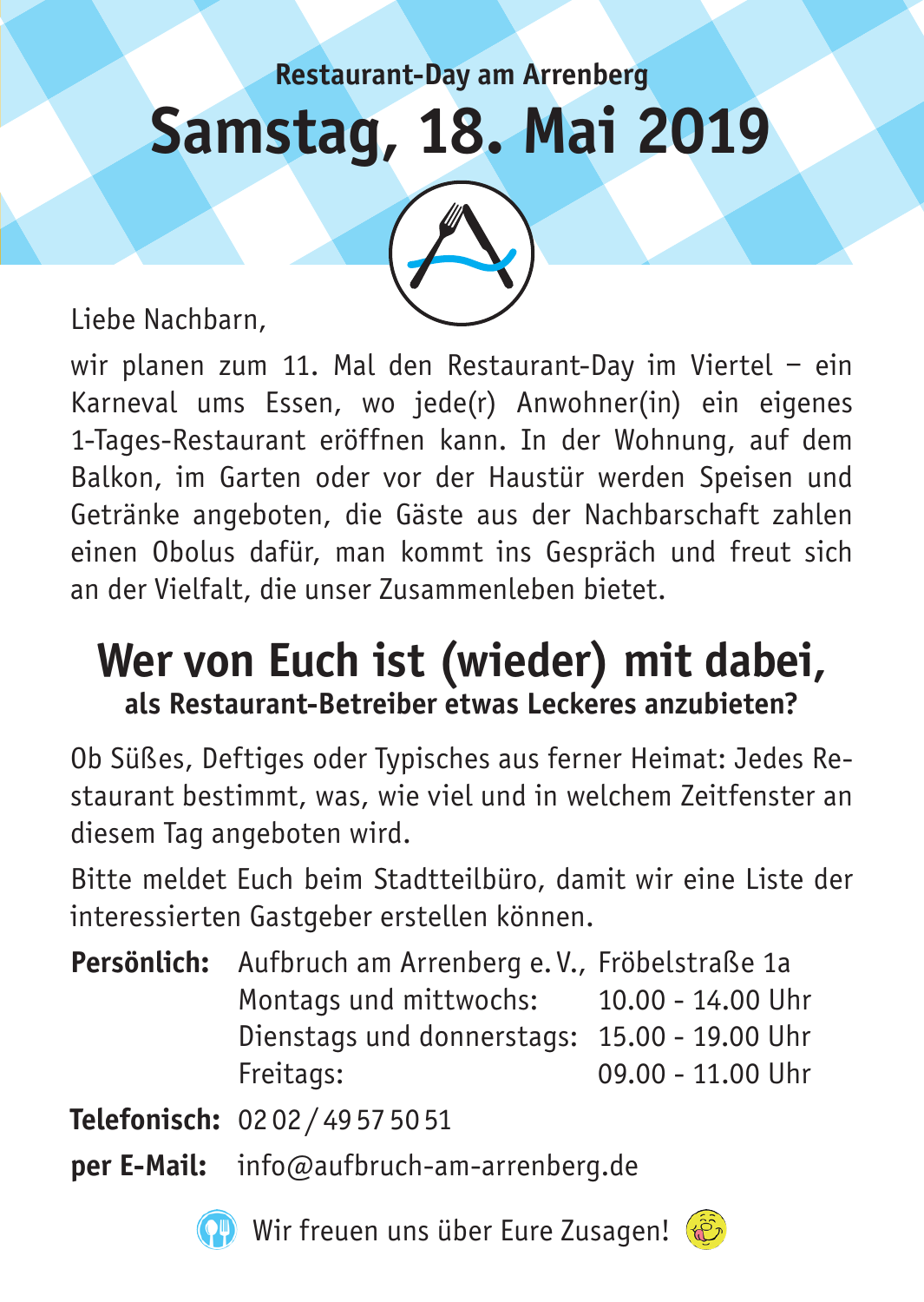**Restaurant-Day am Arrenberg**

# Samstag, 18. Mai 2019

Liebe Nachbarn,

wir planen zum 11. Mal den Restaurant-Day im Viertel – ein Karneval ums Essen, wo jede(r) Anwohner(in) ein eigenes 1-Tages-Restaurant eröffnen kann. In der Wohnung, auf dem Balkon, im Garten oder vor der Haustür werden Speisen und Getränke angeboten, die Gäste aus der Nachbarschaft zahlen einen Obolus dafür, man kommt ins Gespräch und freut sich an der Vielfalt, die unser Zusammenleben bietet.

## Wer von Euch ist (wieder) mit dabei,

**als Restaurant-Betreiber etwas Leckeres anzubieten?**

Ob Süßes, Deftiges oder Typisches aus ferner Heimat: Jedes Restaurant bestimmt, was, wie viel und in welchem Zeitfenster an diesem Tag angeboten wird.

Bitte meldet Euch beim Stadtteilbüro, damit wir eine Liste der interessierten Gastgeber erstellen können.

**Persönlich:** Aufbruch am Arrenberg e. V., Fröbelstraße 1a
Montags und mittwochs: 10.00 - 14.00 Uhr
Dienstags und donnerstags: 15.00 - 19.00 Uhr
Freitags: 09.00 - 11.00 Uhr

**Telefonisch:** 02 02 / 49 57 50 51

**per E-Mail:** info@aufbruch-am-arrenberg.de

Wir freuen uns über Eure Zusagen!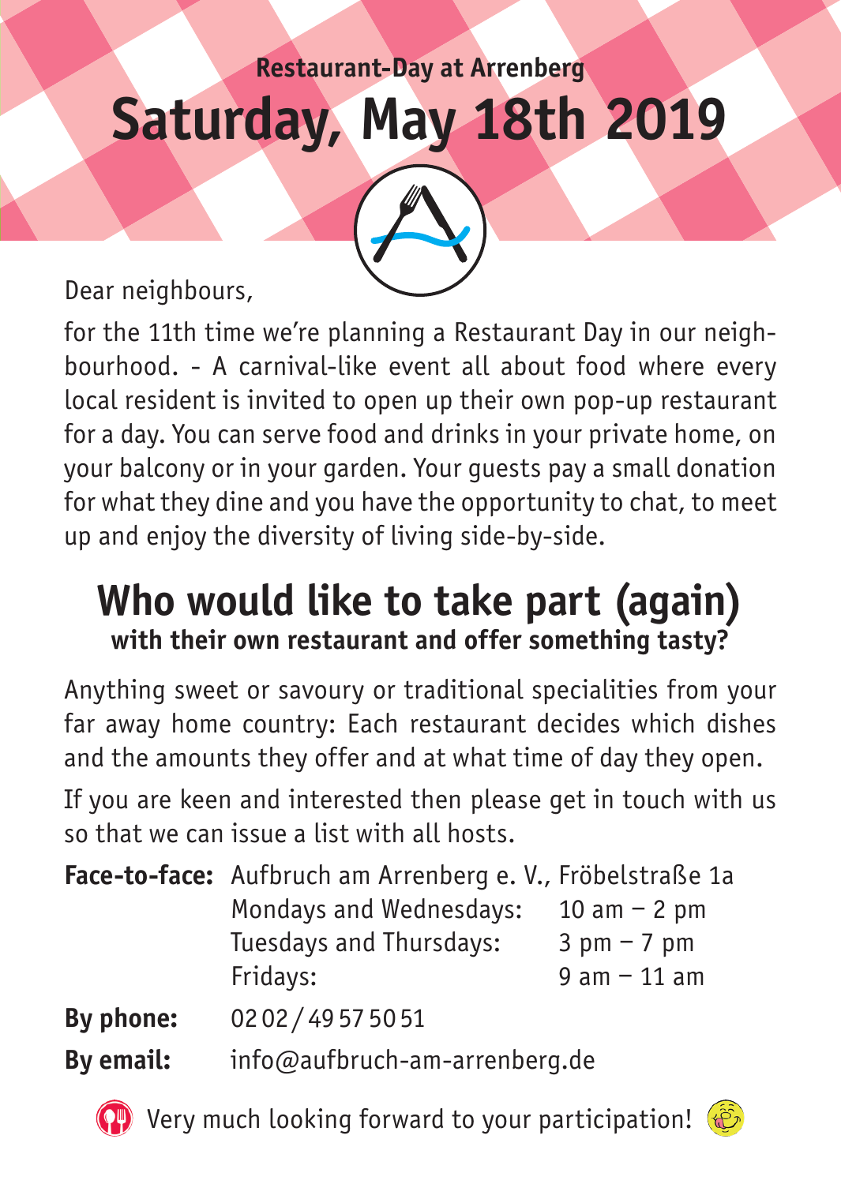**Restaurant-Day at Arrenberg**

# Saturday, May 18th 2019

Dear neighbours,

for the 11th time we're planning a Restaurant Day in our neighbourhood. - A carnival-like event all about food where every local resident is invited to open up their own pop-up restaurant for a day. You can serve food and drinks in your private home, on your balcony or in your garden. Your guests pay a small donation for what they dine and you have the opportunity to chat, to meet up and enjoy the diversity of living side-by-side.

## Who would like to take part (again)

**with their own restaurant and offer something tasty?**

Anything sweet or savoury or traditional specialities from your far away home country: Each restaurant decides which dishes and the amounts they offer and at what time of day they open.

If you are keen and interested then please get in touch with us so that we can issue a list with all hosts.

**Face-to-face:** Aufbruch am Arrenberg e. V., Fröbelstraße 1a

| | |
|---|---|
| Mondays and Wednesdays: | 10 am – 2 pm |
| Tuesdays and Thursdays: | 3 pm – 7 pm |
| Fridays: | 9 am – 11 am |

**By phone:** 0202 / 49 57 50 51

**By email:** info@aufbruch-am-arrenberg.de

Very much looking forward to your participation!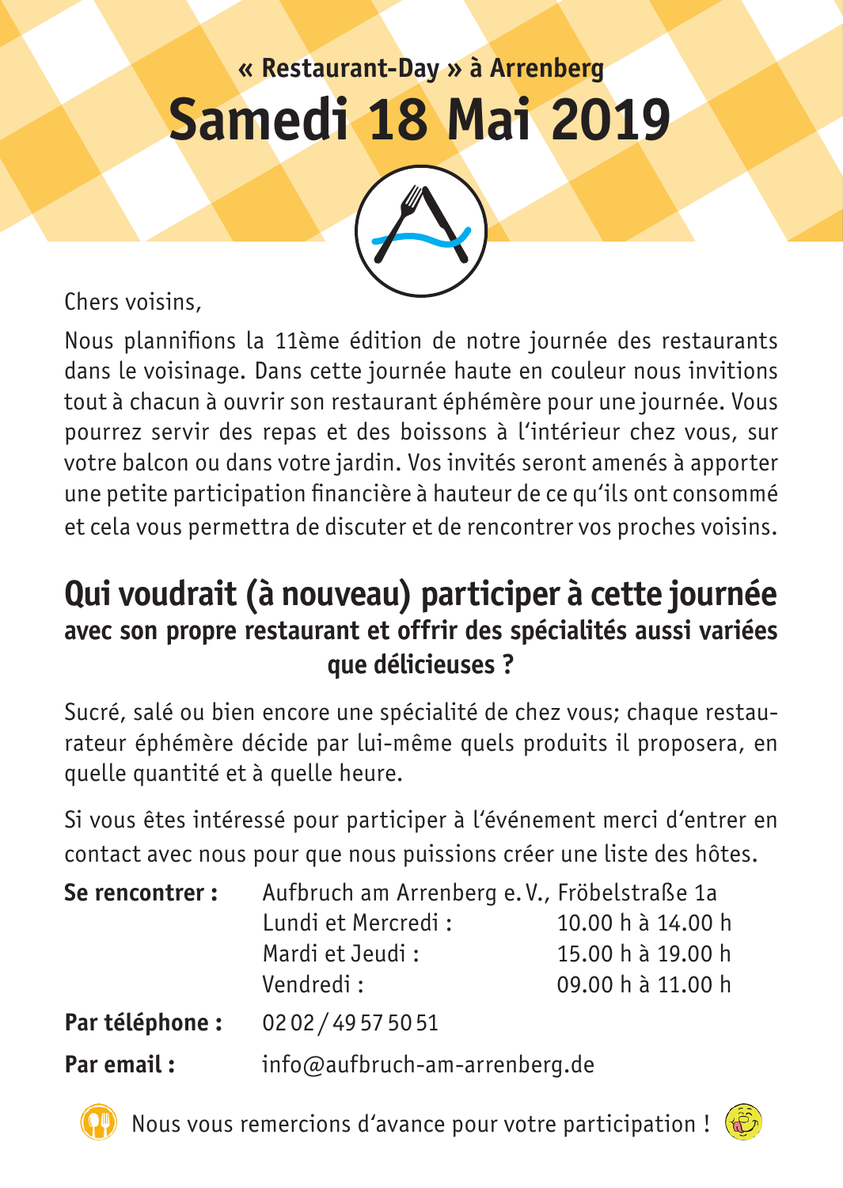« Restaurant-Day » à Arrenberg

# Samedi 18 Mai 2019

Chers voisins,

Nous plannifions la 11ème édition de notre journée des restaurants dans le voisinage. Dans cette journée haute en couleur nous invitions tout à chacun à ouvrir son restaurant éphémère pour une journée. Vous pourrez servir des repas et des boissons à l'intérieur chez vous, sur votre balcon ou dans votre jardin. Vos invités seront amenés à apporter une petite participation financière à hauteur de ce qu'ils ont consommé et cela vous permettra de discuter et de rencontrer vos proches voisins.

## Qui voudrait (à nouveau) participer à cette journée

### avec son propre restaurant et offrir des spécialités aussi variées que délicieuses ?

Sucré, salé ou bien encore une spécialité de chez vous; chaque restaurateur éphémère décide par lui-même quels produits il proposera, en quelle quantité et à quelle heure.

Si vous êtes intéressé pour participer à l'événement merci d'entrer en contact avec nous pour que nous puissions créer une liste des hôtes.

**Se rencontrer :** Aufbruch am Arrenberg e. V., Fröbelstraße 1a

| | |
|---|---|
| Lundi et Mercredi : | 10.00 h à 14.00 h |
| Mardi et Jeudi : | 15.00 h à 19.00 h |
| Vendredi : | 09.00 h à 11.00 h |

**Par téléphone :** 02 02 / 49 57 50 51

**Par email :** info@aufbruch-am-arrenberg.de

Nous vous remercions d'avance pour votre participation !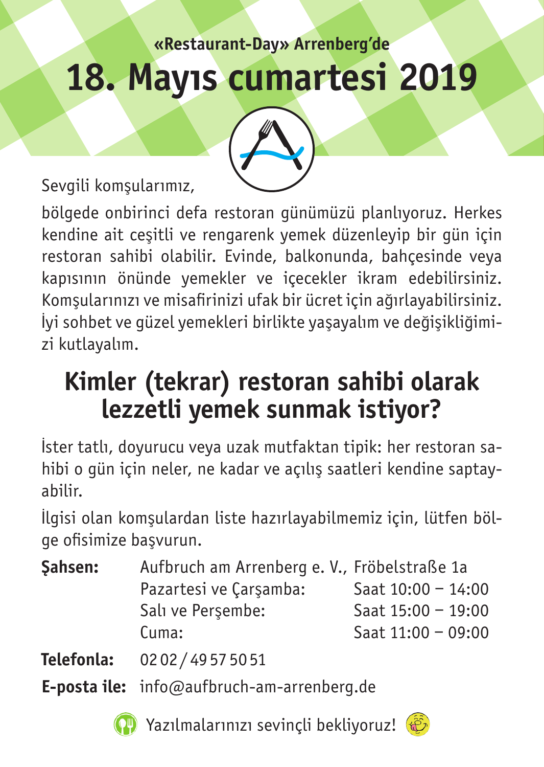**«Restaurant-Day» Arrenberg'de**

# 18. Mayıs cumartesi 2019

Sevgili komşularımız,

bölgede onbirinci defa restoran günümüzü planlıyoruz. Herkes kendine ait çeşitli ve rengarenk yemek düzenleyip bir gün için restoran sahibi olabilir. Evinde, balkonunda, bahçesinde veya kapısının önünde yemekler ve içecekler ikram edebilirsiniz. Komşularınızı ve misafirinizi ufak bir ücret için ağırlayabilirsiniz. İyi sohbet ve güzel yemekleri birlikte yaşayalım ve değişikliğimizi kutlayalım.

## Kimler (tekrar) restoran sahibi olarak lezzetli yemek sunmak istiyor?

İster tatlı, doyurucu veya uzak mutfaktan tipik: her restoran sahibi o gün için neler, ne kadar ve açılış saatleri kendine saptayabilir.

İlgisi olan komşulardan liste hazırlayabilmemiz için, lütfen bölge ofisimize başvurun.

| | | |
|---|---|---|
| **Şahsen:** | Aufbruch am Arrenberg e. V., | Fröbelstraße 1a |
| | Pazartesi ve Çarşamba: | Saat 10:00 – 14:00 |
| | Salı ve Perşembe: | Saat 15:00 – 19:00 |
| | Cuma: | Saat 11:00 – 09:00 |
| **Telefonla:** | 02 02 / 49 57 50 51 | |
| **E-posta ile:** | info@aufbruch-am-arrenberg.de | |

Yazılmalarınızı sevinçli bekliyoruz!